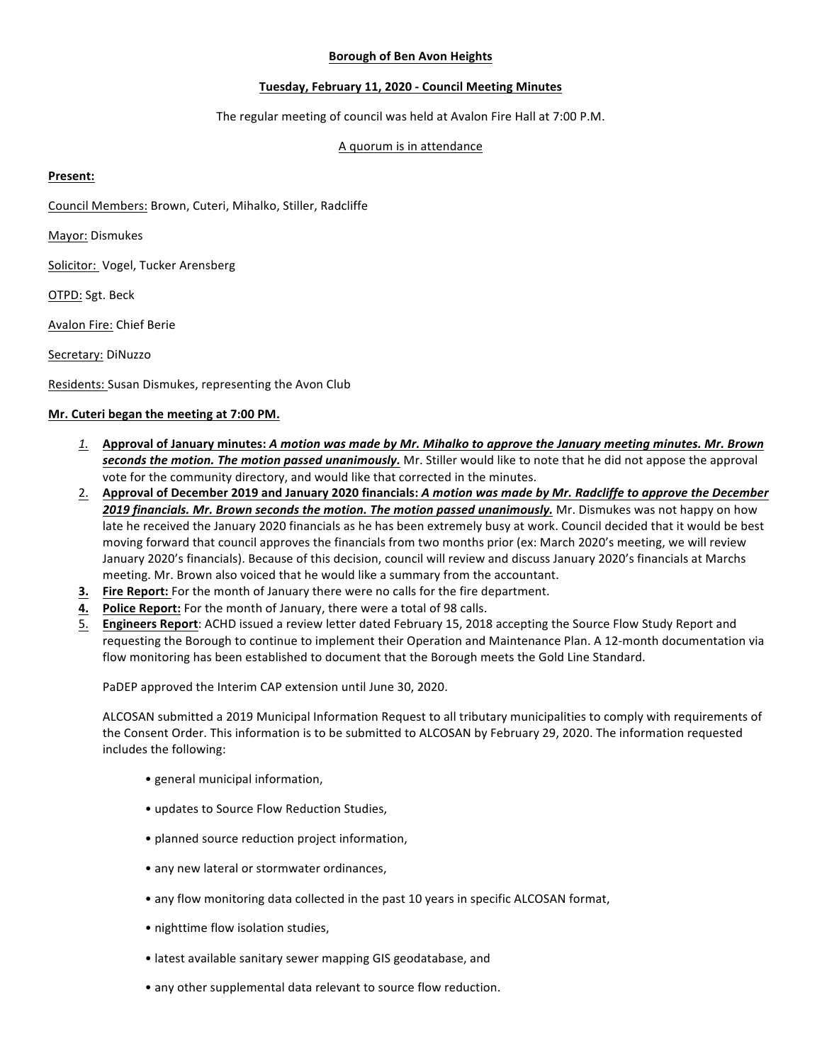**Borough of Ben Avon Heights**

**Tuesday, February 11, 2020 - Council Meeting Minutes**

The regular meeting of council was held at Avalon Fire Hall at 7:00 P.M.

A quorum is in attendance

**Present:**

Council Members: Brown, Cuteri, Mihalko, Stiller, Radcliffe

Mayor: Dismukes

Solicitor: Vogel, Tucker Arensberg

OTPD: Sgt. Beck

Avalon Fire: Chief Berie

Secretary: DiNuzzo

Residents: Susan Dismukes, representing the Avon Club

**Mr. Cuteri began the meeting at 7:00 PM.**

1. **Approval of January minutes:** ***A motion was made by Mr. Mihalko to approve the January meeting minutes. Mr. Brown seconds the motion. The motion passed unanimously.*** Mr. Stiller would like to note that he did not appose the approval vote for the community directory, and would like that corrected in the minutes.
2. **Approval of December 2019 and January 2020 financials:** ***A motion was made by Mr. Radcliffe to approve the December 2019 financials. Mr. Brown seconds the motion. The motion passed unanimously.*** Mr. Dismukes was not happy on how late he received the January 2020 financials as he has been extremely busy at work. Council decided that it would be best moving forward that council approves the financials from two months prior (ex: March 2020's meeting, we will review January 2020's financials). Because of this decision, council will review and discuss January 2020's financials at Marchs meeting. Mr. Brown also voiced that he would like a summary from the accountant.
3. **Fire Report:** For the month of January there were no calls for the fire department.
4. **Police Report:** For the month of January, there were a total of 98 calls.
5. **Engineers Report**: ACHD issued a review letter dated February 15, 2018 accepting the Source Flow Study Report and requesting the Borough to continue to implement their Operation and Maintenance Plan. A 12-month documentation via flow monitoring has been established to document that the Borough meets the Gold Line Standard.

   PaDEP approved the Interim CAP extension until June 30, 2020.

   ALCOSAN submitted a 2019 Municipal Information Request to all tributary municipalities to comply with requirements of the Consent Order. This information is to be submitted to ALCOSAN by February 29, 2020. The information requested includes the following:

   - general municipal information,
   - updates to Source Flow Reduction Studies,
   - planned source reduction project information,
   - any new lateral or stormwater ordinances,
   - any flow monitoring data collected in the past 10 years in specific ALCOSAN format,
   - nighttime flow isolation studies,
   - latest available sanitary sewer mapping GIS geodatabase, and
   - any other supplemental data relevant to source flow reduction.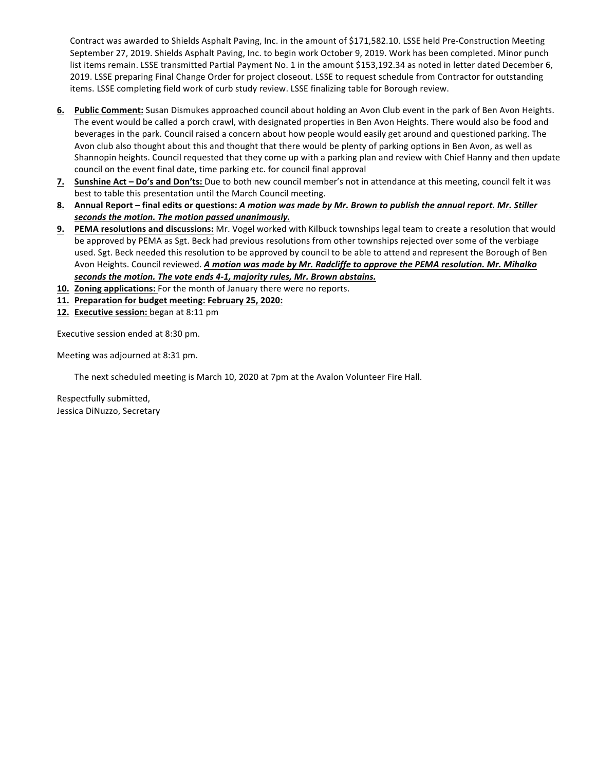Contract was awarded to Shields Asphalt Paving, Inc. in the amount of $171,582.10. LSSE held Pre-Construction Meeting September 27, 2019. Shields Asphalt Paving, Inc. to begin work October 9, 2019. Work has been completed. Minor punch list items remain. LSSE transmitted Partial Payment No. 1 in the amount $153,192.34 as noted in letter dated December 6, 2019. LSSE preparing Final Change Order for project closeout. LSSE to request schedule from Contractor for outstanding items. LSSE completing field work of curb study review. LSSE finalizing table for Borough review.

6. **Public Comment:** Susan Dismukes approached council about holding an Avon Club event in the park of Ben Avon Heights. The event would be called a porch crawl, with designated properties in Ben Avon Heights. There would also be food and beverages in the park. Council raised a concern about how people would easily get around and questioned parking. The Avon club also thought about this and thought that there would be plenty of parking options in Ben Avon, as well as Shannopin heights. Council requested that they come up with a parking plan and review with Chief Hanny and then update council on the event final date, time parking etc. for council final approval
7. **Sunshine Act – Do's and Don'ts:** Due to both new council member's not in attendance at this meeting, council felt it was best to table this presentation until the March Council meeting.
8. **Annual Report – final edits or questions:** ***A motion was made by Mr. Brown to publish the annual report. Mr. Stiller seconds the motion. The motion passed unanimously.***
9. **PEMA resolutions and discussions:** Mr. Vogel worked with Kilbuck townships legal team to create a resolution that would be approved by PEMA as Sgt. Beck had previous resolutions from other townships rejected over some of the verbiage used. Sgt. Beck needed this resolution to be approved by council to be able to attend and represent the Borough of Ben Avon Heights. Council reviewed. ***A motion was made by Mr. Radcliffe to approve the PEMA resolution. Mr. Mihalko seconds the motion. The vote ends 4-1, majority rules, Mr. Brown abstains.***
10. **Zoning applications:** For the month of January there were no reports.
11. **Preparation for budget meeting: February 25, 2020:**
12. **Executive session:** began at 8:11 pm

Executive session ended at 8:30 pm.

Meeting was adjourned at 8:31 pm.

The next scheduled meeting is March 10, 2020 at 7pm at the Avalon Volunteer Fire Hall.

Respectfully submitted,
Jessica DiNuzzo, Secretary